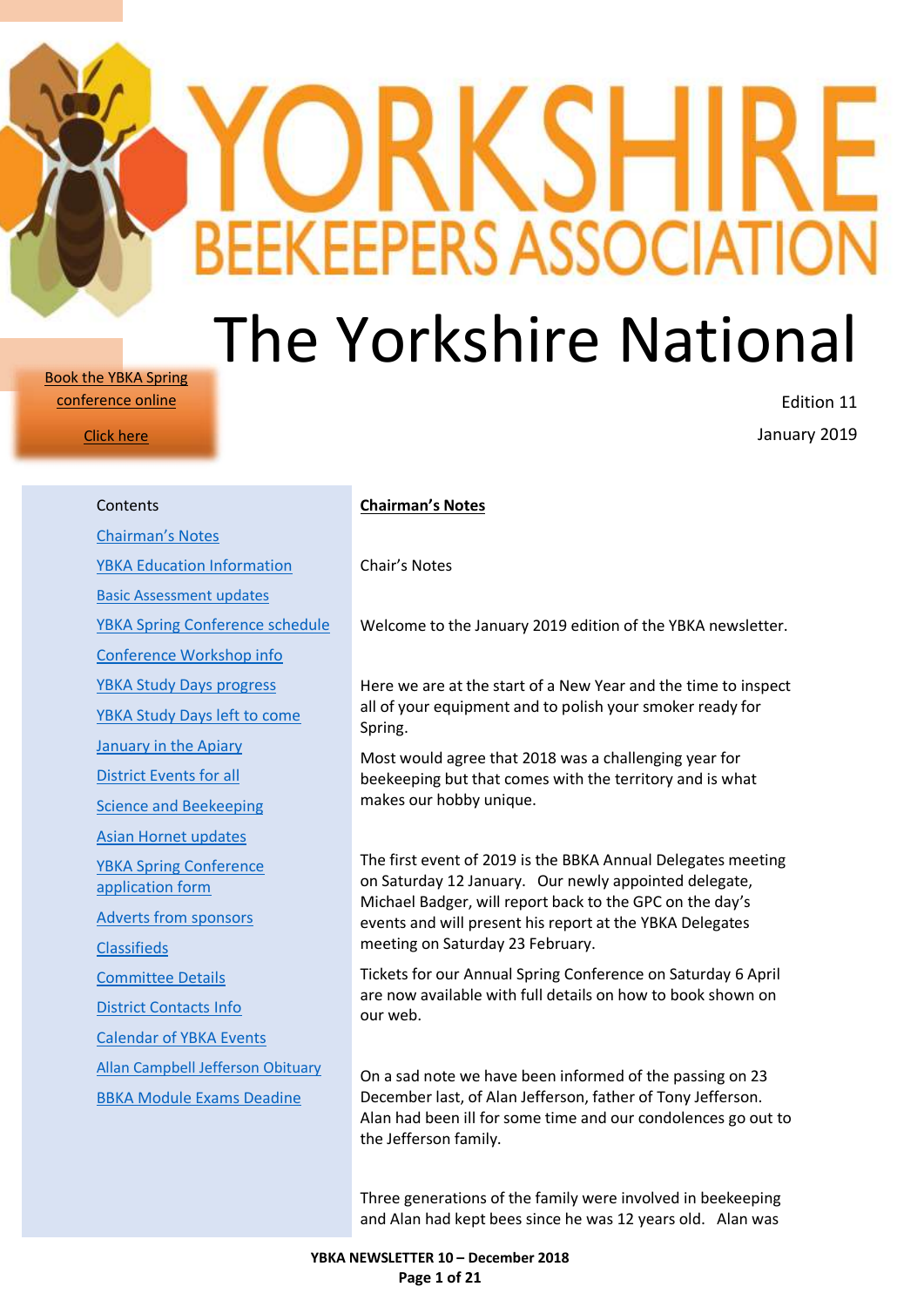# YORKSHIRE BEEKEEPERS ASSOCIATION

# The Yorkshire National

Book the YBKA Spring conference online

Click here

Edition 11

January 2019

Contents

- Chairman's Notes
- YBKA Education Information
- Basic Assessment updates
- YBKA Spring Conference schedule
- Conference Workshop info
- YBKA Study Days progress
- YBKA Study Days left to come
- January in the Apiary
- District Events for all
- Science and Beekeeping
- Asian Hornet updates
- YBKA Spring Conference application form
- Adverts from sponsors
- Classifieds
- Committee Details
- District Contacts Info
- Calendar of YBKA Events
- Allan Campbell Jefferson Obituary
- BBKA Module Exams Deadine

## Chairman's Notes

Chair's Notes

Welcome to the January 2019 edition of the YBKA newsletter.

Here we are at the start of a New Year and the time to inspect all of your equipment and to polish your smoker ready for Spring.

Most would agree that 2018 was a challenging year for beekeeping but that comes with the territory and is what makes our hobby unique.

The first event of 2019 is the BBKA Annual Delegates meeting on Saturday 12 January. Our newly appointed delegate, Michael Badger, will report back to the GPC on the day's events and will present his report at the YBKA Delegates meeting on Saturday 23 February.

Tickets for our Annual Spring Conference on Saturday 6 April are now available with full details on how to book shown on our web.

On a sad note we have been informed of the passing on 23 December last, of Alan Jefferson, father of Tony Jefferson. Alan had been ill for some time and our condolences go out to the Jefferson family.

Three generations of the family were involved in beekeeping and Alan had kept bees since he was 12 years old. Alan was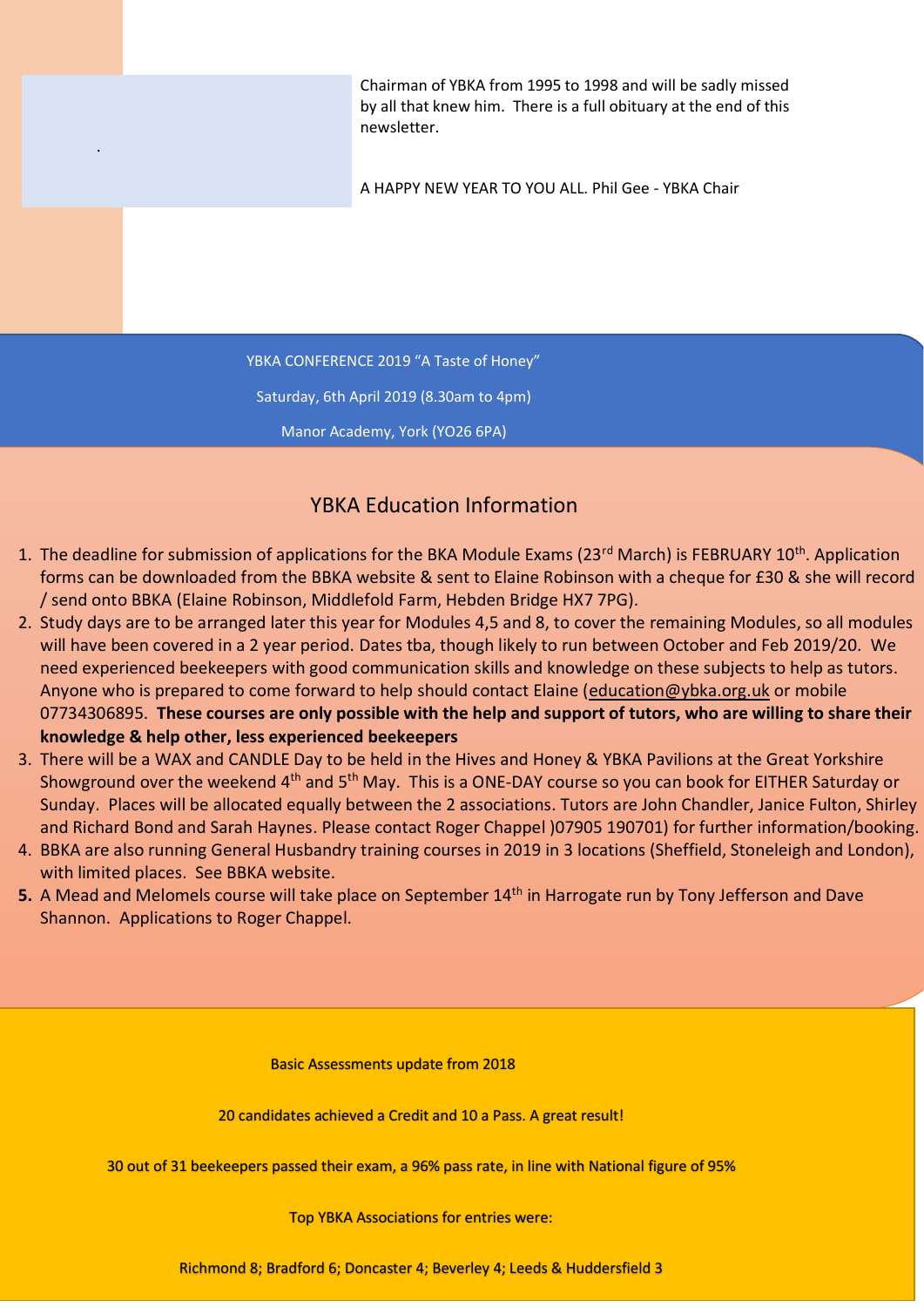Chairman of YBKA from 1995 to 1998 and will be sadly missed by all that knew him. There is a full obituary at the end of this newsletter.

A HAPPY NEW YEAR TO YOU ALL. Phil Gee - YBKA Chair

YBKA CONFERENCE 2019 "A Taste of Honey"

Saturday, 6th April 2019 (8.30am to 4pm)

Manor Academy, York (YO26 6PA)

## YBKA Education Information

1. The deadline for submission of applications for the BKA Module Exams (23rd March) is FEBRUARY 10th. Application forms can be downloaded from the BBKA website & sent to Elaine Robinson with a cheque for £30 & she will record / send onto BBKA (Elaine Robinson, Middlefold Farm, Hebden Bridge HX7 7PG).
2. Study days are to be arranged later this year for Modules 4,5 and 8, to cover the remaining Modules, so all modules will have been covered in a 2 year period. Dates tba, though likely to run between October and Feb 2019/20. We need experienced beekeepers with good communication skills and knowledge on these subjects to help as tutors. Anyone who is prepared to come forward to help should contact Elaine (education@ybka.org.uk or mobile 07734306895. **These courses are only possible with the help and support of tutors, who are willing to share their knowledge & help other, less experienced beekeepers**
3. There will be a WAX and CANDLE Day to be held in the Hives and Honey & YBKA Pavilions at the Great Yorkshire Showground over the weekend 4th and 5th May. This is a ONE-DAY course so you can book for EITHER Saturday or Sunday. Places will be allocated equally between the 2 associations. Tutors are John Chandler, Janice Fulton, Shirley and Richard Bond and Sarah Haynes. Please contact Roger Chappel )07905 190701) for further information/booking.
4. BBKA are also running General Husbandry training courses in 2019 in 3 locations (Sheffield, Stoneleigh and London), with limited places. See BBKA website.
5. A Mead and Melomels course will take place on September 14th in Harrogate run by Tony Jefferson and Dave Shannon. Applications to Roger Chappel.

Basic Assessments update from 2018

20 candidates achieved a Credit and 10 a Pass. A great result!

30 out of 31 beekeepers passed their exam, a 96% pass rate, in line with National figure of 95%

Top YBKA Associations for entries were:

Richmond 8; Bradford 6; Doncaster 4; Beverley 4; Leeds & Huddersfield 3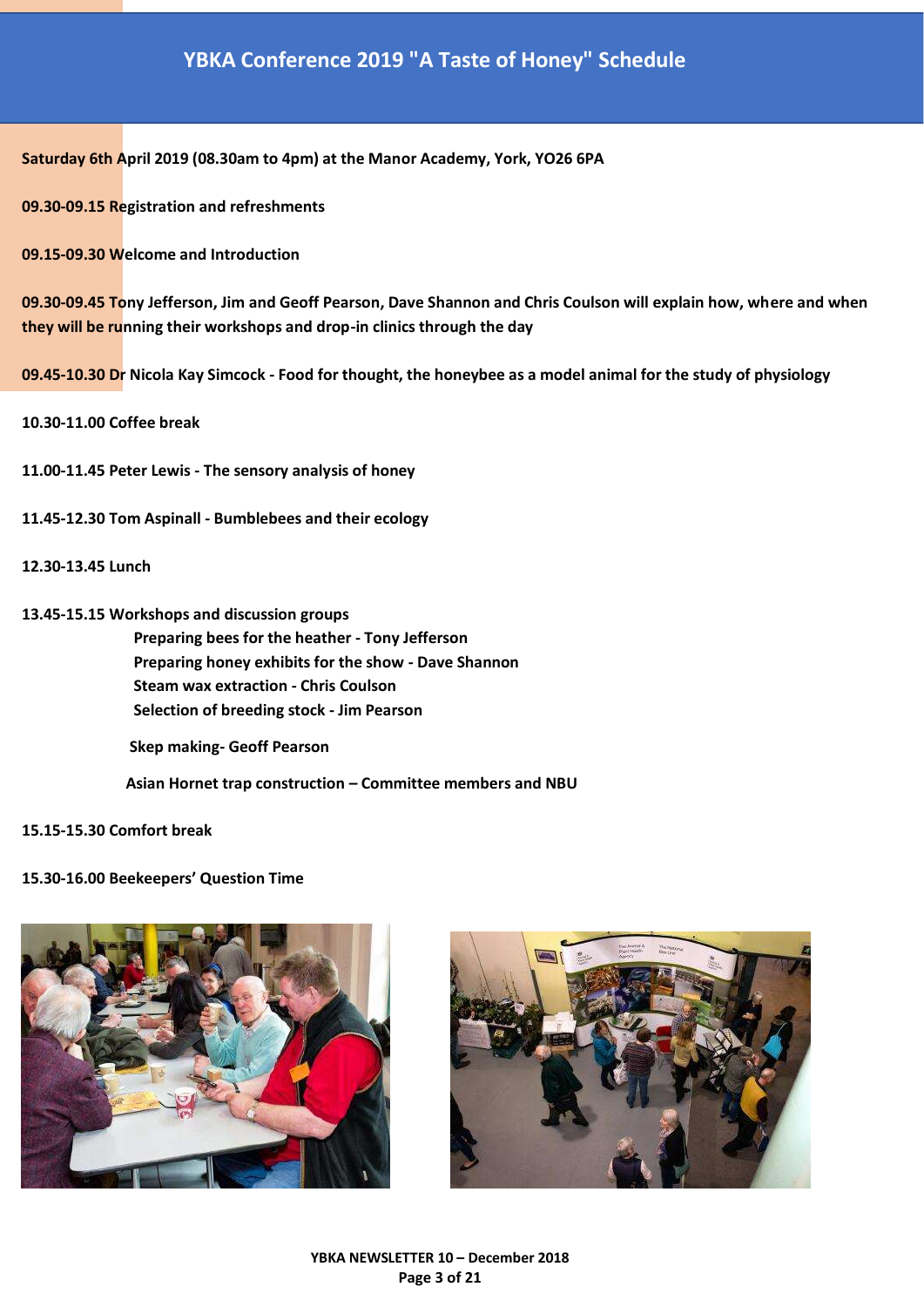# YBKA Conference 2019 "A Taste of Honey" Schedule

**Saturday 6th April 2019 (08.30am to 4pm) at the Manor Academy, York, YO26 6PA**

**09.30-09.15 Registration and refreshments**

**09.15-09.30 Welcome and Introduction**

**09.30-09.45 Tony Jefferson, Jim and Geoff Pearson, Dave Shannon and Chris Coulson will explain how, where and when they will be running their workshops and drop-in clinics through the day**

**09.45-10.30 Dr Nicola Kay Simcock - Food for thought, the honeybee as a model animal for the study of physiology**

**10.30-11.00 Coffee break**

**11.00-11.45 Peter Lewis - The sensory analysis of honey**

**11.45-12.30 Tom Aspinall - Bumblebees and their ecology**

**12.30-13.45 Lunch**

**13.45-15.15 Workshops and discussion groups**

- **Preparing bees for the heather - Tony Jefferson**
- **Preparing honey exhibits for the show - Dave Shannon**
- **Steam wax extraction - Chris Coulson**
- **Selection of breeding stock - Jim Pearson**
- **Skep making- Geoff Pearson**
- **Asian Hornet trap construction – Committee members and NBU**

**15.15-15.30 Comfort break**

**15.30-16.00 Beekeepers' Question Time**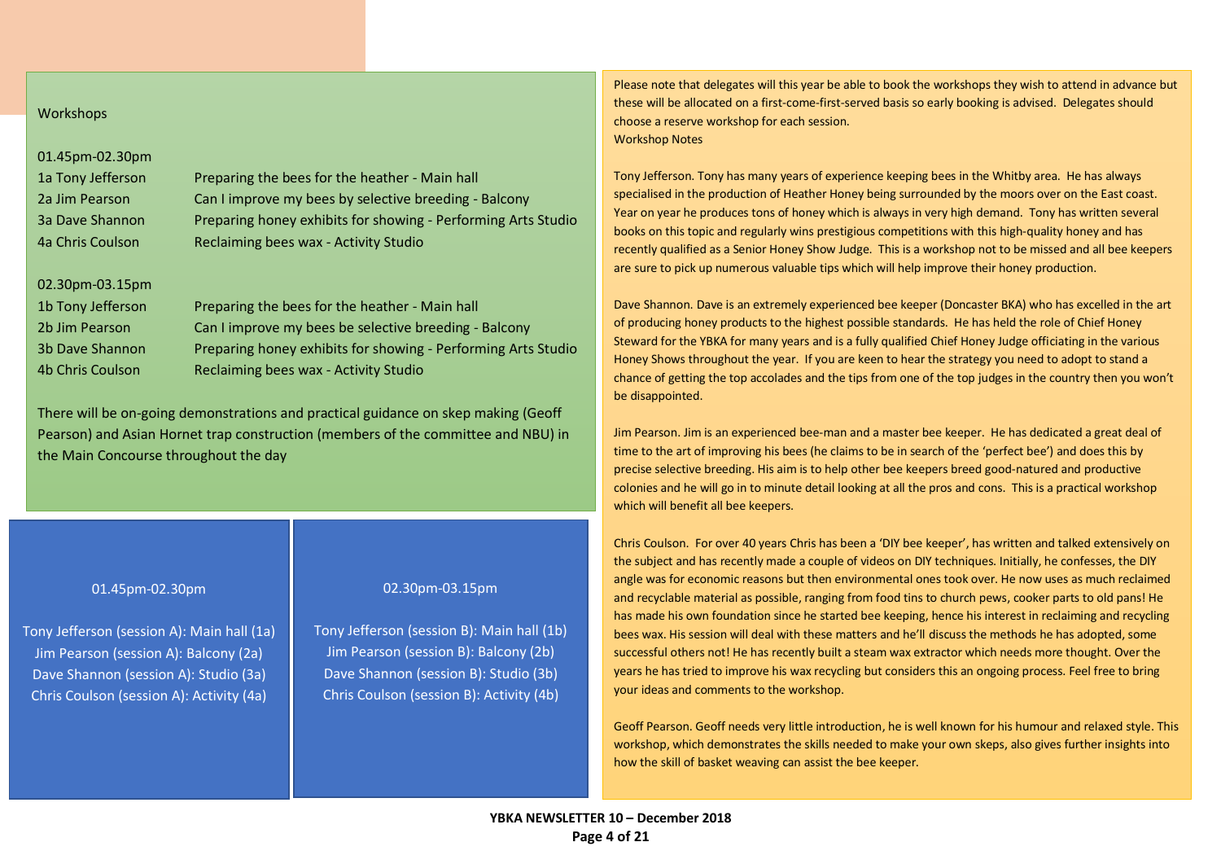## Workshops

01.45pm-02.30pm

| | |
|---|---|
| 1a Tony Jefferson | Preparing the bees for the heather - Main hall |
| 2a Jim Pearson | Can I improve my bees by selective breeding - Balcony |
| 3a Dave Shannon | Preparing honey exhibits for showing - Performing Arts Studio |
| 4a Chris Coulson | Reclaiming bees wax - Activity Studio |

02.30pm-03.15pm

| | |
|---|---|
| 1b Tony Jefferson | Preparing the bees for the heather - Main hall |
| 2b Jim Pearson | Can I improve my bees be selective breeding - Balcony |
| 3b Dave Shannon | Preparing honey exhibits for showing - Performing Arts Studio |
| 4b Chris Coulson | Reclaiming bees wax - Activity Studio |

There will be on-going demonstrations and practical guidance on skep making (Geoff Pearson) and Asian Hornet trap construction (members of the committee and NBU) in the Main Concourse throughout the day

**01.45pm-02.30pm**

Tony Jefferson (session A): Main hall (1a)
Jim Pearson (session A): Balcony (2a)
Dave Shannon (session A): Studio (3a)
Chris Coulson (session A): Activity (4a)

**02.30pm-03.15pm**

Tony Jefferson (session B): Main hall (1b)
Jim Pearson (session B): Balcony (2b)
Dave Shannon (session B): Studio (3b)
Chris Coulson (session B): Activity (4b)

Please note that delegates will this year be able to book the workshops they wish to attend in advance but these will be allocated on a first-come-first-served basis so early booking is advised. Delegates should choose a reserve workshop for each session.

### Workshop Notes

Tony Jefferson. Tony has many years of experience keeping bees in the Whitby area. He has always specialised in the production of Heather Honey being surrounded by the moors over on the East coast. Year on year he produces tons of honey which is always in very high demand. Tony has written several books on this topic and regularly wins prestigious competitions with this high-quality honey and has recently qualified as a Senior Honey Show Judge. This is a workshop not to be missed and all bee keepers are sure to pick up numerous valuable tips which will help improve their honey production.

Dave Shannon. Dave is an extremely experienced bee keeper (Doncaster BKA) who has excelled in the art of producing honey products to the highest possible standards. He has held the role of Chief Honey Steward for the YBKA for many years and is a fully qualified Chief Honey Judge officiating in the various Honey Shows throughout the year. If you are keen to hear the strategy you need to adopt to stand a chance of getting the top accolades and the tips from one of the top judges in the country then you won't be disappointed.

Jim Pearson. Jim is an experienced bee-man and a master bee keeper. He has dedicated a great deal of time to the art of improving his bees (he claims to be in search of the 'perfect bee') and does this by precise selective breeding. His aim is to help other bee keepers breed good-natured and productive colonies and he will go in to minute detail looking at all the pros and cons. This is a practical workshop which will benefit all bee keepers.

Chris Coulson. For over 40 years Chris has been a 'DIY bee keeper', has written and talked extensively on the subject and has recently made a couple of videos on DIY techniques. Initially, he confesses, the DIY angle was for economic reasons but then environmental ones took over. He now uses as much reclaimed and recyclable material as possible, ranging from food tins to church pews, cooker parts to old pans! He has made his own foundation since he started bee keeping, hence his interest in reclaiming and recycling bees wax. His session will deal with these matters and he'll discuss the methods he has adopted, some successful others not! He has recently built a steam wax extractor which needs more thought. Over the years he has tried to improve his wax recycling but considers this an ongoing process. Feel free to bring your ideas and comments to the workshop.

Geoff Pearson. Geoff needs very little introduction, he is well known for his humour and relaxed style. This workshop, which demonstrates the skills needed to make your own skeps, also gives further insights into how the skill of basket weaving can assist the bee keeper.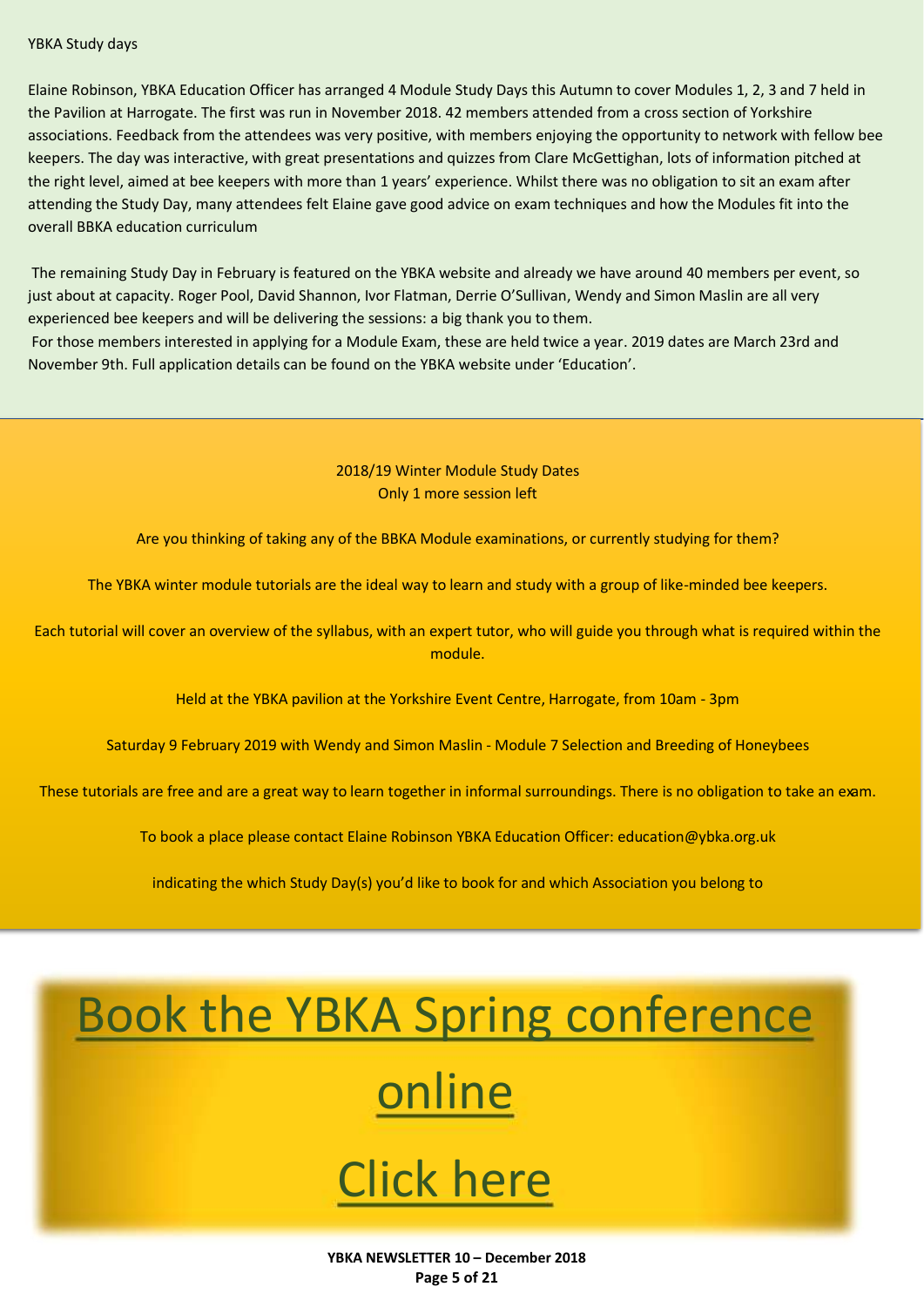## YBKA Study days

Elaine Robinson, YBKA Education Officer has arranged 4 Module Study Days this Autumn to cover Modules 1, 2, 3 and 7 held in the Pavilion at Harrogate. The first was run in November 2018. 42 members attended from a cross section of Yorkshire associations. Feedback from the attendees was very positive, with members enjoying the opportunity to network with fellow bee keepers. The day was interactive, with great presentations and quizzes from Clare McGettighan, lots of information pitched at the right level, aimed at bee keepers with more than 1 years' experience. Whilst there was no obligation to sit an exam after attending the Study Day, many attendees felt Elaine gave good advice on exam techniques and how the Modules fit into the overall BBKA education curriculum

The remaining Study Day in February is featured on the YBKA website and already we have around 40 members per event, so just about at capacity. Roger Pool, David Shannon, Ivor Flatman, Derrie O'Sullivan, Wendy and Simon Maslin are all very experienced bee keepers and will be delivering the sessions: a big thank you to them.

For those members interested in applying for a Module Exam, these are held twice a year. 2019 dates are March 23rd and November 9th. Full application details can be found on the YBKA website under 'Education'.

---

2018/19 Winter Module Study Dates
Only 1 more session left

Are you thinking of taking any of the BBKA Module examinations, or currently studying for them?

The YBKA winter module tutorials are the ideal way to learn and study with a group of like-minded bee keepers.

Each tutorial will cover an overview of the syllabus, with an expert tutor, who will guide you through what is required within the module.

Held at the YBKA pavilion at the Yorkshire Event Centre, Harrogate, from 10am - 3pm

Saturday 9 February 2019 with Wendy and Simon Maslin - Module 7 Selection and Breeding of Honeybees

These tutorials are free and are a great way to learn together in informal surroundings. There is no obligation to take an exam.

To book a place please contact Elaine Robinson YBKA Education Officer: education@ybka.org.uk

indicating the which Study Day(s) you'd like to book for and which Association you belong to

---

# Book the YBKA Spring conference online

# Click here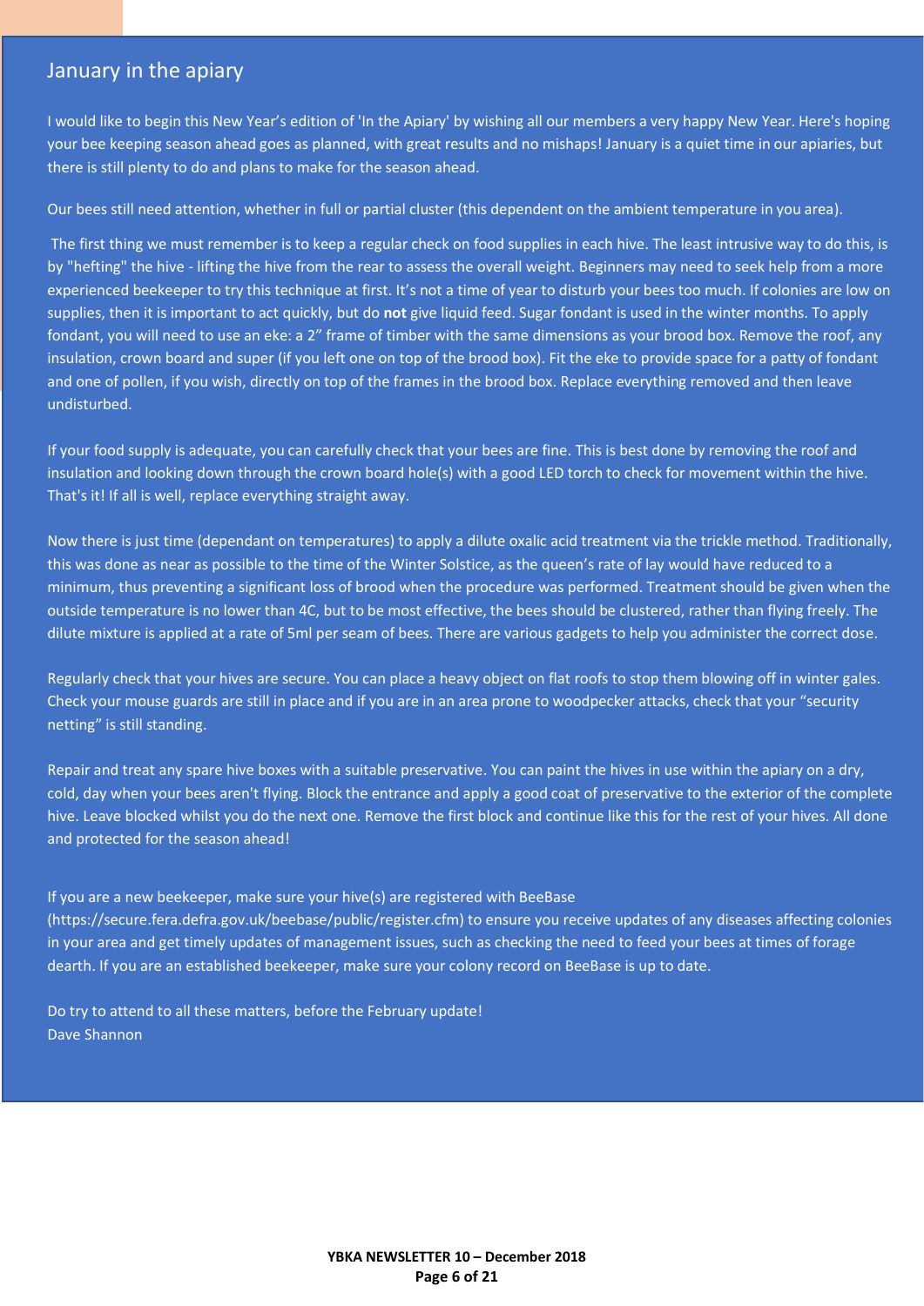## January in the apiary

I would like to begin this New Year's edition of 'In the Apiary' by wishing all our members a very happy New Year. Here's hoping your bee keeping season ahead goes as planned, with great results and no mishaps! January is a quiet time in our apiaries, but there is still plenty to do and plans to make for the season ahead.

Our bees still need attention, whether in full or partial cluster (this dependent on the ambient temperature in you area).

The first thing we must remember is to keep a regular check on food supplies in each hive. The least intrusive way to do this, is by "hefting" the hive - lifting the hive from the rear to assess the overall weight. Beginners may need to seek help from a more experienced beekeeper to try this technique at first. It's not a time of year to disturb your bees too much. If colonies are low on supplies, then it is important to act quickly, but do **not** give liquid feed. Sugar fondant is used in the winter months. To apply fondant, you will need to use an eke: a 2" frame of timber with the same dimensions as your brood box. Remove the roof, any insulation, crown board and super (if you left one on top of the brood box). Fit the eke to provide space for a patty of fondant and one of pollen, if you wish, directly on top of the frames in the brood box. Replace everything removed and then leave undisturbed.

If your food supply is adequate, you can carefully check that your bees are fine. This is best done by removing the roof and insulation and looking down through the crown board hole(s) with a good LED torch to check for movement within the hive. That's it! If all is well, replace everything straight away.

Now there is just time (dependant on temperatures) to apply a dilute oxalic acid treatment via the trickle method. Traditionally, this was done as near as possible to the time of the Winter Solstice, as the queen's rate of lay would have reduced to a minimum, thus preventing a significant loss of brood when the procedure was performed. Treatment should be given when the outside temperature is no lower than 4C, but to be most effective, the bees should be clustered, rather than flying freely. The dilute mixture is applied at a rate of 5ml per seam of bees. There are various gadgets to help you administer the correct dose.

Regularly check that your hives are secure. You can place a heavy object on flat roofs to stop them blowing off in winter gales. Check your mouse guards are still in place and if you are in an area prone to woodpecker attacks, check that your "security netting" is still standing.

Repair and treat any spare hive boxes with a suitable preservative. You can paint the hives in use within the apiary on a dry, cold, day when your bees aren't flying. Block the entrance and apply a good coat of preservative to the exterior of the complete hive. Leave blocked whilst you do the next one. Remove the first block and continue like this for the rest of your hives. All done and protected for the season ahead!

If you are a new beekeeper, make sure your hive(s) are registered with BeeBase (https://secure.fera.defra.gov.uk/beebase/public/register.cfm) to ensure you receive updates of any diseases affecting colonies in your area and get timely updates of management issues, such as checking the need to feed your bees at times of forage dearth. If you are an established beekeeper, make sure your colony record on BeeBase is up to date.

Do try to attend to all these matters, before the February update!
Dave Shannon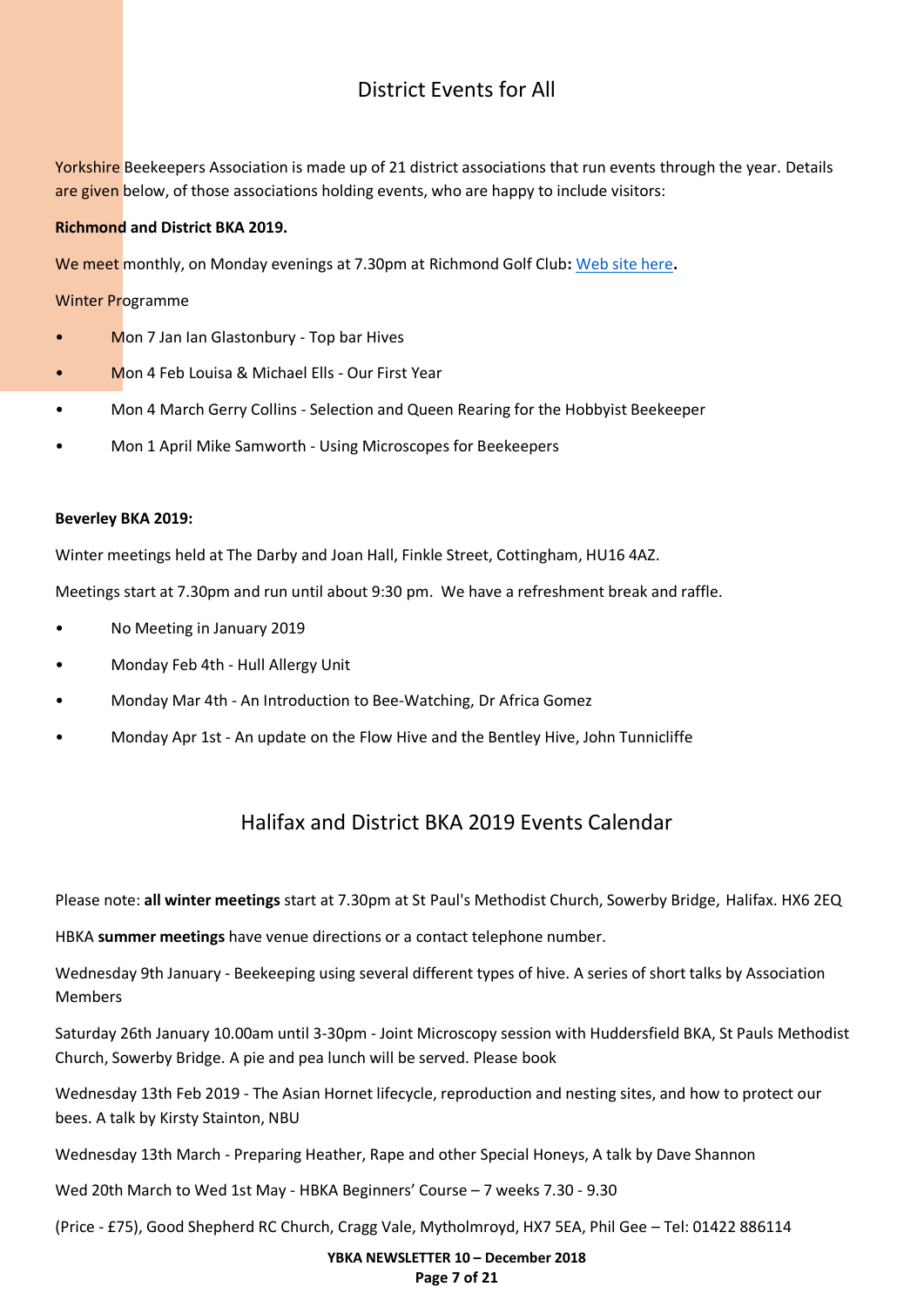## District Events for All

Yorkshire Beekeepers Association is made up of 21 district associations that run events through the year. Details are given below, of those associations holding events, who are happy to include visitors:

**Richmond and District BKA 2019.**

We meet monthly, on Monday evenings at 7.30pm at Richmond Golf Club**:** Web site here**.**

Winter Programme

- Mon 7 Jan Ian Glastonbury - Top bar Hives
- Mon 4 Feb Louisa & Michael Ells - Our First Year
- Mon 4 March Gerry Collins - Selection and Queen Rearing for the Hobbyist Beekeeper
- Mon 1 April Mike Samworth - Using Microscopes for Beekeepers

**Beverley BKA 2019:**

Winter meetings held at The Darby and Joan Hall, Finkle Street, Cottingham, HU16 4AZ.

Meetings start at 7.30pm and run until about 9:30 pm. We have a refreshment break and raffle.

- No Meeting in January 2019
- Monday Feb 4th - Hull Allergy Unit
- Monday Mar 4th - An Introduction to Bee-Watching, Dr Africa Gomez
- Monday Apr 1st - An update on the Flow Hive and the Bentley Hive, John Tunnicliffe

## Halifax and District BKA 2019 Events Calendar

Please note: **all winter meetings** start at 7.30pm at St Paul's Methodist Church, Sowerby Bridge, Halifax. HX6 2EQ

HBKA **summer meetings** have venue directions or a contact telephone number.

Wednesday 9th January - Beekeeping using several different types of hive. A series of short talks by Association Members

Saturday 26th January 10.00am until 3-30pm - Joint Microscopy session with Huddersfield BKA, St Pauls Methodist Church, Sowerby Bridge. A pie and pea lunch will be served. Please book

Wednesday 13th Feb 2019 - The Asian Hornet lifecycle, reproduction and nesting sites, and how to protect our bees. A talk by Kirsty Stainton, NBU

Wednesday 13th March - Preparing Heather, Rape and other Special Honeys, A talk by Dave Shannon

Wed 20th March to Wed 1st May - HBKA Beginners' Course – 7 weeks 7.30 - 9.30

(Price - £75), Good Shepherd RC Church, Cragg Vale, Mytholmroyd, HX7 5EA, Phil Gee – Tel: 01422 886114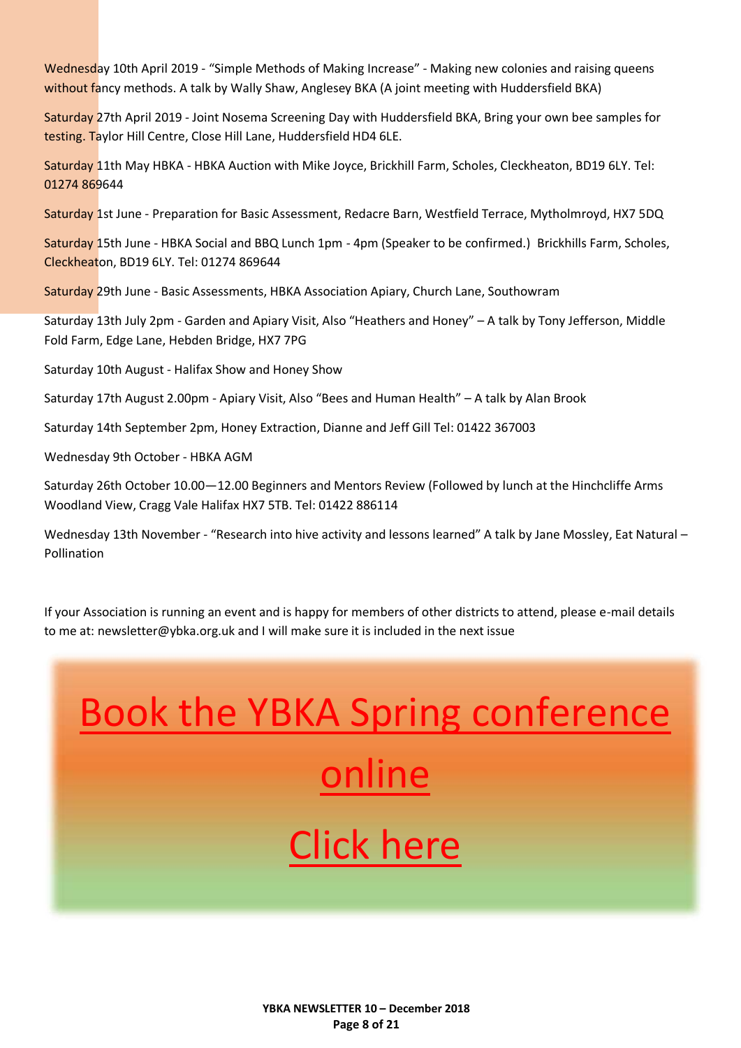Wednesday 10th April 2019 - “Simple Methods of Making Increase” - Making new colonies and raising queens without fancy methods. A talk by Wally Shaw, Anglesey BKA (A joint meeting with Huddersfield BKA)

Saturday 27th April 2019 - Joint Nosema Screening Day with Huddersfield BKA, Bring your own bee samples for testing. Taylor Hill Centre, Close Hill Lane, Huddersfield HD4 6LE.

Saturday 11th May HBKA - HBKA Auction with Mike Joyce, Brickhill Farm, Scholes, Cleckheaton, BD19 6LY. Tel: 01274 869644

Saturday 1st June - Preparation for Basic Assessment, Redacre Barn, Westfield Terrace, Mytholmroyd, HX7 5DQ

Saturday 15th June - HBKA Social and BBQ Lunch 1pm - 4pm (Speaker to be confirmed.) Brickhills Farm, Scholes, Cleckheaton, BD19 6LY. Tel: 01274 869644

Saturday 29th June - Basic Assessments, HBKA Association Apiary, Church Lane, Southowram

Saturday 13th July 2pm - Garden and Apiary Visit, Also “Heathers and Honey” – A talk by Tony Jefferson, Middle Fold Farm, Edge Lane, Hebden Bridge, HX7 7PG

Saturday 10th August - Halifax Show and Honey Show

Saturday 17th August 2.00pm - Apiary Visit, Also “Bees and Human Health” – A talk by Alan Brook

Saturday 14th September 2pm, Honey Extraction, Dianne and Jeff Gill Tel: 01422 367003

Wednesday 9th October - HBKA AGM

Saturday 26th October 10.00—12.00 Beginners and Mentors Review (Followed by lunch at the Hinchcliffe Arms Woodland View, Cragg Vale Halifax HX7 5TB. Tel: 01422 886114

Wednesday 13th November - “Research into hive activity and lessons learned” A talk by Jane Mossley, Eat Natural – Pollination

If your Association is running an event and is happy for members of other districts to attend, please e-mail details to me at: newsletter@ybka.org.uk and I will make sure it is included in the next issue

# Book the YBKA Spring conference online

# Click here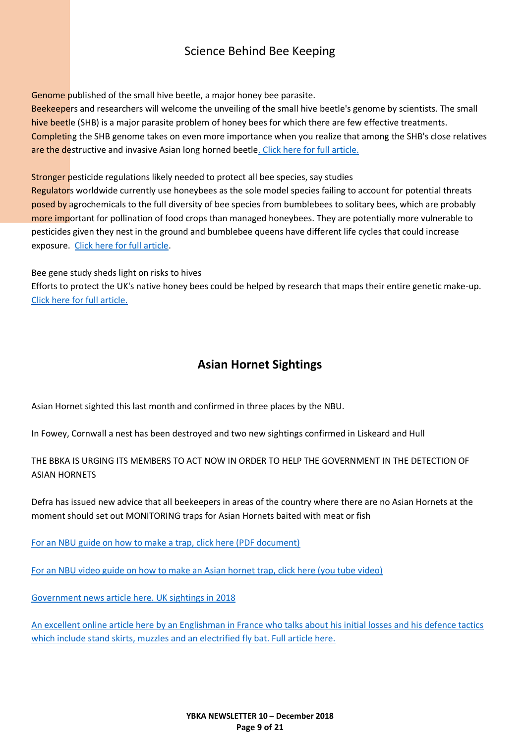## Science Behind Bee Keeping

Genome published of the small hive beetle, a major honey bee parasite.
Beekeepers and researchers will welcome the unveiling of the small hive beetle's genome by scientists. The small hive beetle (SHB) is a major parasite problem of honey bees for which there are few effective treatments. Completing the SHB genome takes on even more importance when you realize that among the SHB's close relatives are the destructive and invasive Asian long horned beetle. Click here for full article.

Stronger pesticide regulations likely needed to protect all bee species, say studies
Regulators worldwide currently use honeybees as the sole model species failing to account for potential threats posed by agrochemicals to the full diversity of bee species from bumblebees to solitary bees, which are probably more important for pollination of food crops than managed honeybees. They are potentially more vulnerable to pesticides given they nest in the ground and bumblebee queens have different life cycles that could increase exposure. Click here for full article.

Bee gene study sheds light on risks to hives
Efforts to protect the UK's native honey bees could be helped by research that maps their entire genetic make-up. Click here for full article.

## Asian Hornet Sightings

Asian Hornet sighted this last month and confirmed in three places by the NBU.

In Fowey, Cornwall a nest has been destroyed and two new sightings confirmed in Liskeard and Hull

THE BBKA IS URGING ITS MEMBERS TO ACT NOW IN ORDER TO HELP THE GOVERNMENT IN THE DETECTION OF ASIAN HORNETS

Defra has issued new advice that all beekeepers in areas of the country where there are no Asian Hornets at the moment should set out MONITORING traps for Asian Hornets baited with meat or fish

For an NBU guide on how to make a trap, click here (PDF document)

For an NBU video guide on how to make an Asian hornet trap, click here (you tube video)

Government news article here. UK sightings in 2018

An excellent online article here by an Englishman in France who talks about his initial losses and his defence tactics which include stand skirts, muzzles and an electrified fly bat. Full article here.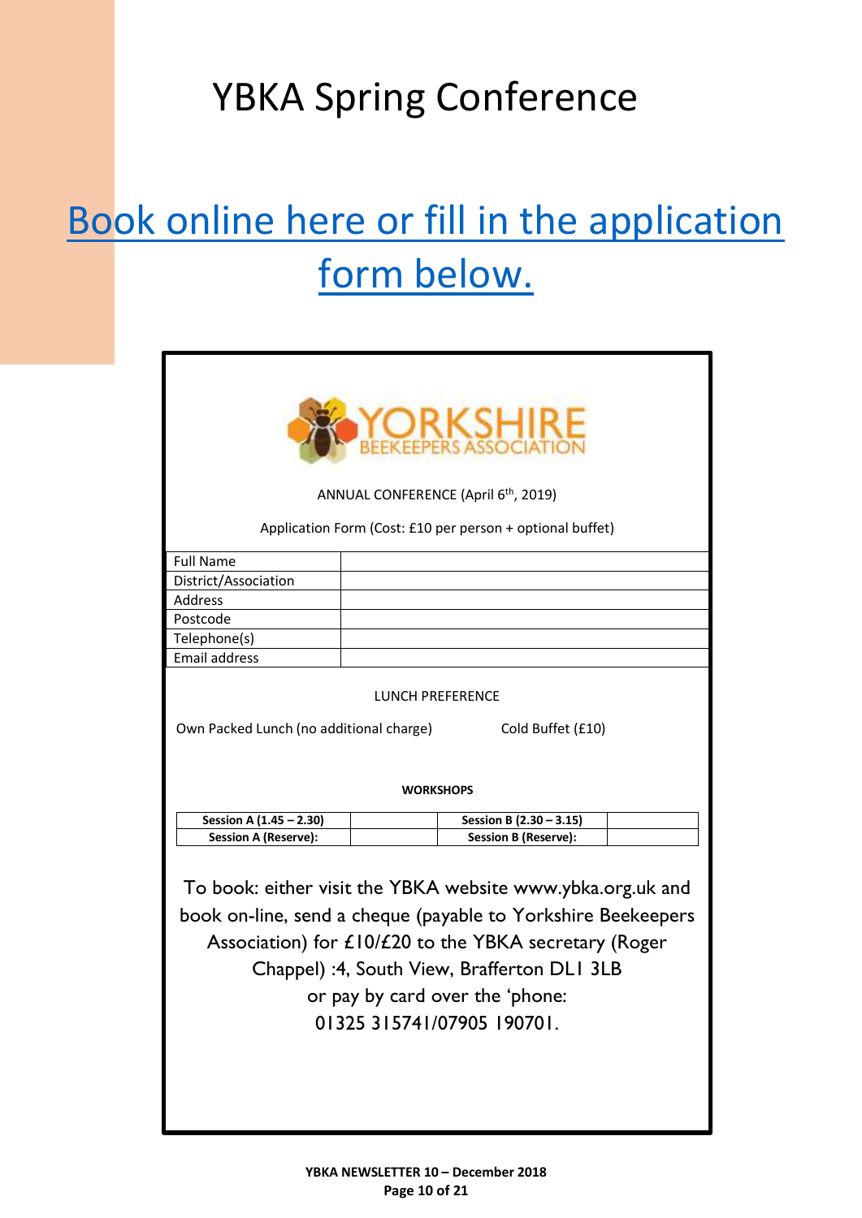# YBKA Spring Conference

## Book online here or fill in the application form below.

YORKSHIRE BEEKEEPERS ASSOCIATION

ANNUAL CONFERENCE (April 6th, 2019)

Application Form (Cost: £10 per person + optional buffet)

| Full Name | |
|---|---|
| District/Association | |
| Address | |
| Postcode | |
| Telephone(s) | |
| Email address | |

LUNCH PREFERENCE

Own Packed Lunch (no additional charge)     Cold Buffet (£10)

**WORKSHOPS**

| Session A (1.45 – 2.30) | | Session B (2.30 – 3.15) | |
|---|---|---|---|
| **Session A (Reserve):** | | **Session B (Reserve):** | |

To book: either visit the YBKA website www.ybka.org.uk and book on-line, send a cheque (payable to Yorkshire Beekeepers Association) for £10/£20 to the YBKA secretary (Roger Chappel) :4, South View, Brafferton DL1 3LB or pay by card over the 'phone: 01325 315741/07905 190701.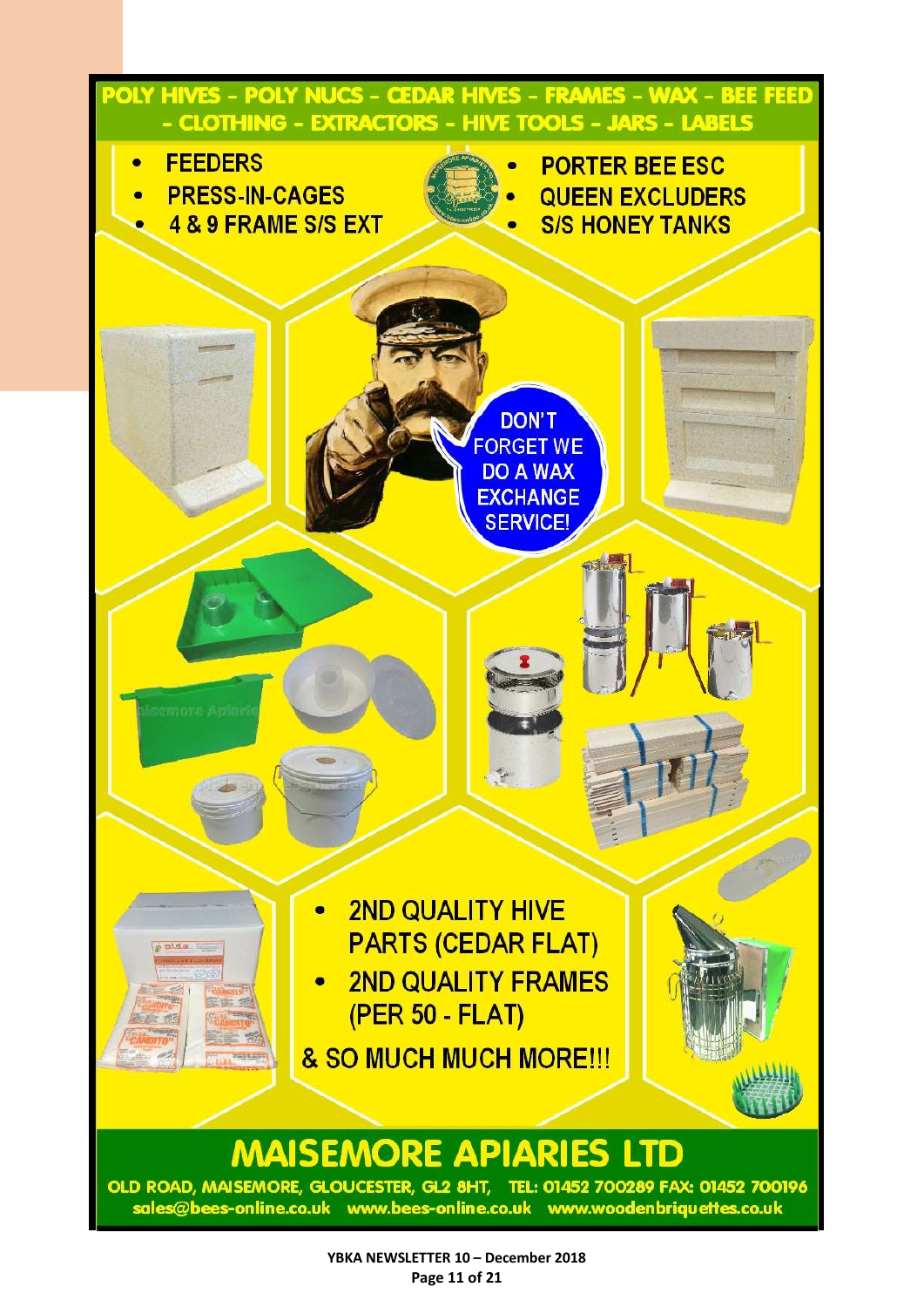POLY HIVES - POLY NUCS - CEDAR HIVES - FRAMES - WAX - BEE FEED - CLOTHING - EXTRACTORS - HIVE TOOLS - JARS - LABELS

- FEEDERS
- PRESS-IN-CAGES
- 4 & 9 FRAME S/S EXT
- PORTER BEE ESC
- QUEEN EXCLUDERS
- S/S HONEY TANKS

DON'T FORGET WE DO A WAX EXCHANGE SERVICE!

- 2ND QUALITY HIVE PARTS (CEDAR FLAT)
- 2ND QUALITY FRAMES (PER 50 - FLAT)

& SO MUCH MUCH MORE!!!

# MAISEMORE APIARIES LTD

OLD ROAD, MAISEMORE, GLOUCESTER, GL2 8HT, TEL: 01452 700289 FAX: 01452 700196
sales@bees-online.co.uk www.bees-online.co.uk www.woodenbriquettes.co.uk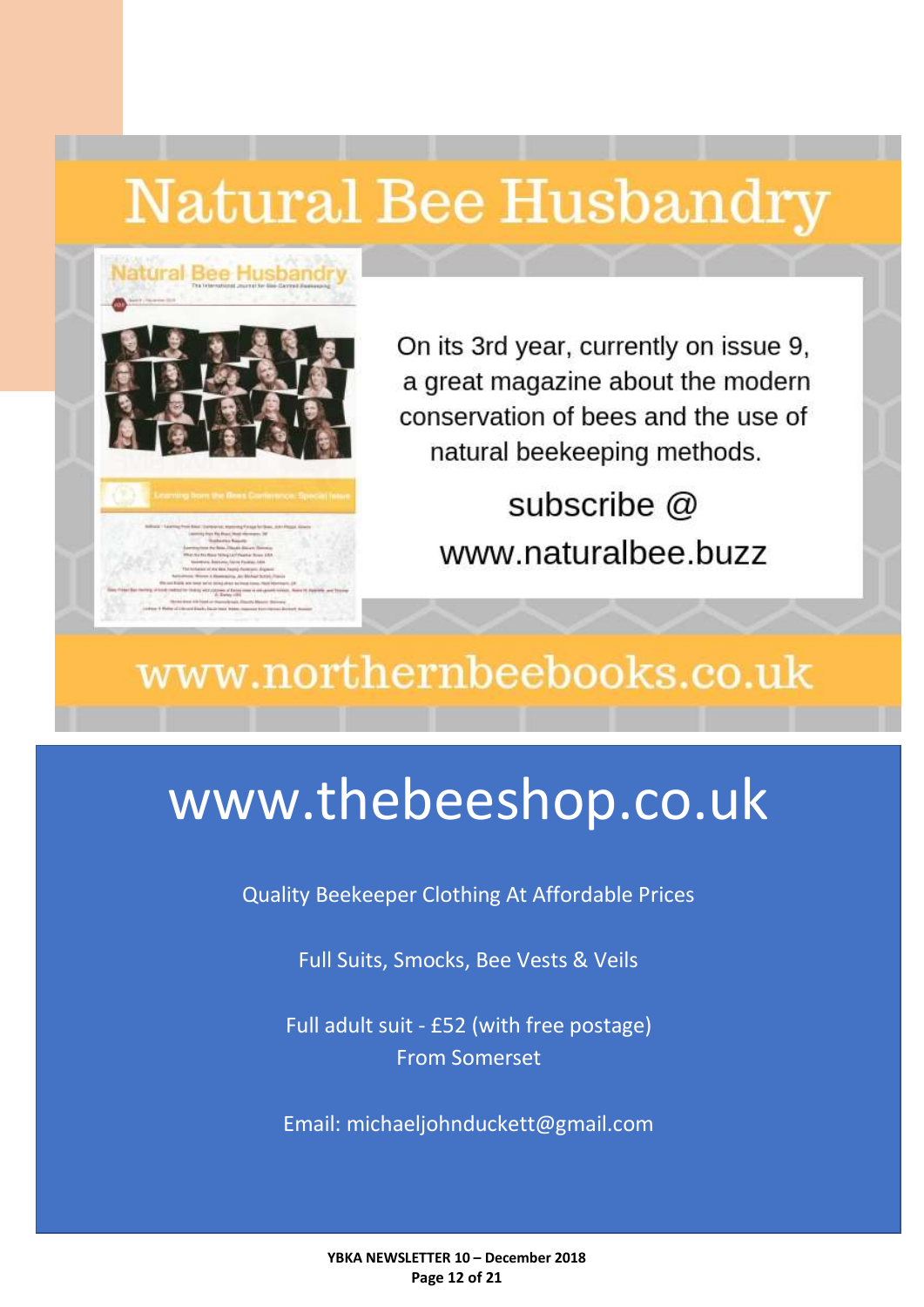# Natural Bee Husbandry

On its 3rd year, currently on issue 9, a great magazine about the modern conservation of bees and the use of natural beekeeping methods.

subscribe @ www.naturalbee.buzz

www.northernbeebooks.co.uk

# www.thebeeshop.co.uk

Quality Beekeeper Clothing At Affordable Prices

Full Suits, Smocks, Bee Vests & Veils

Full adult suit - £52 (with free postage)
From Somerset

Email: michaeljohnduckett@gmail.com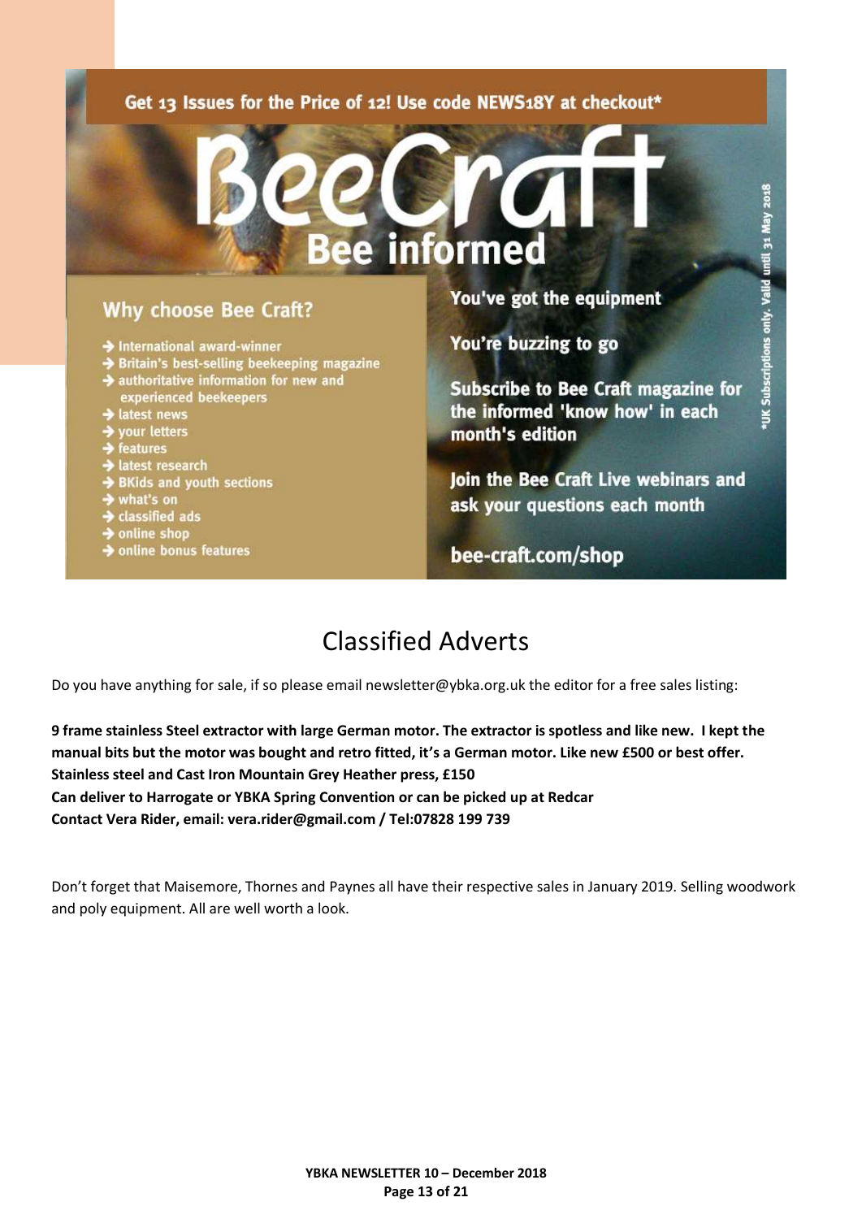Get 13 Issues for the Price of 12! Use code NEWS18Y at checkout*

# BeeCraft

## Bee informed

### Why choose Bee Craft?

- International award-winner
- Britain's best-selling beekeeping magazine
- authoritative information for new and experienced beekeepers
- latest news
- your letters
- features
- latest research
- BKids and youth sections
- what's on
- classified ads
- online shop
- online bonus features

You've got the equipment

You're buzzing to go

Subscribe to Bee Craft magazine for the informed 'know how' in each month's edition

Join the Bee Craft Live webinars and ask your questions each month

bee-craft.com/shop

*UK Subscriptions only. Valid until 31 May 2018

# Classified Adverts

Do you have anything for sale, if so please email newsletter@ybka.org.uk the editor for a free sales listing:

**9 frame stainless Steel extractor with large German motor. The extractor is spotless and like new. I kept the manual bits but the motor was bought and retro fitted, it's a German motor. Like new £500 or best offer.**
**Stainless steel and Cast Iron Mountain Grey Heather press, £150**
**Can deliver to Harrogate or YBKA Spring Convention or can be picked up at Redcar**
**Contact Vera Rider, email: vera.rider@gmail.com / Tel:07828 199 739**

Don't forget that Maisemore, Thornes and Paynes all have their respective sales in January 2019. Selling woodwork and poly equipment. All are well worth a look.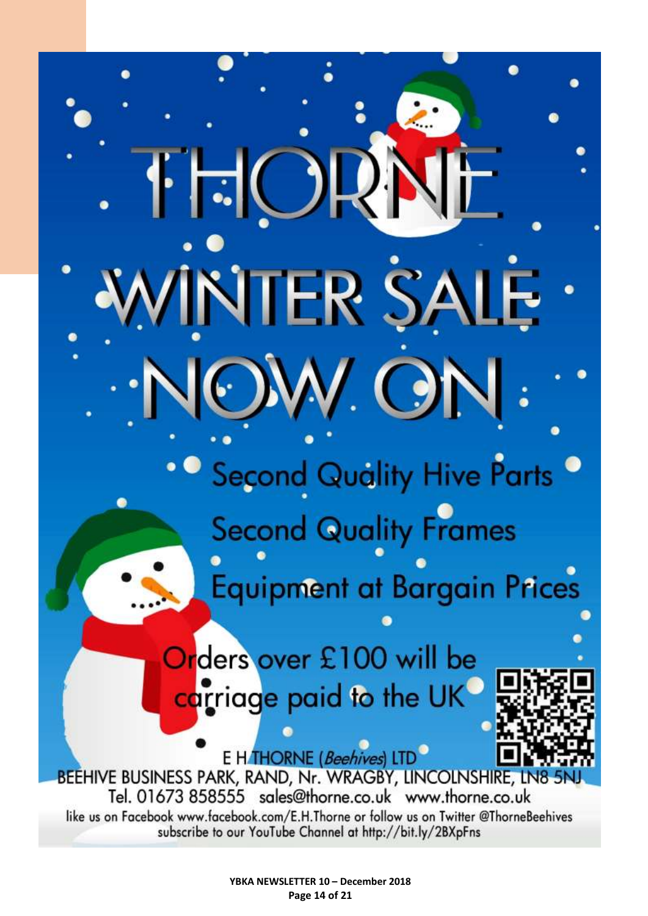# THORNE

# WINTER SALE NOW ON

Second Quality Hive Parts

Second Quality Frames

Equipment at Bargain Prices

Orders over £100 will be carriage paid to the UK

E H THORNE (*Beehives*) LTD

BEEHIVE BUSINESS PARK, RAND, Nr. WRAGBY, LINCOLNSHIRE, LN8 5NJ

Tel. 01673 858555 sales@thorne.co.uk www.thorne.co.uk

like us on Facebook www.facebook.com/E.H.Thorne or follow us on Twitter @ThorneBeehives

subscribe to our YouTube Channel at http://bit.ly/2BXpFns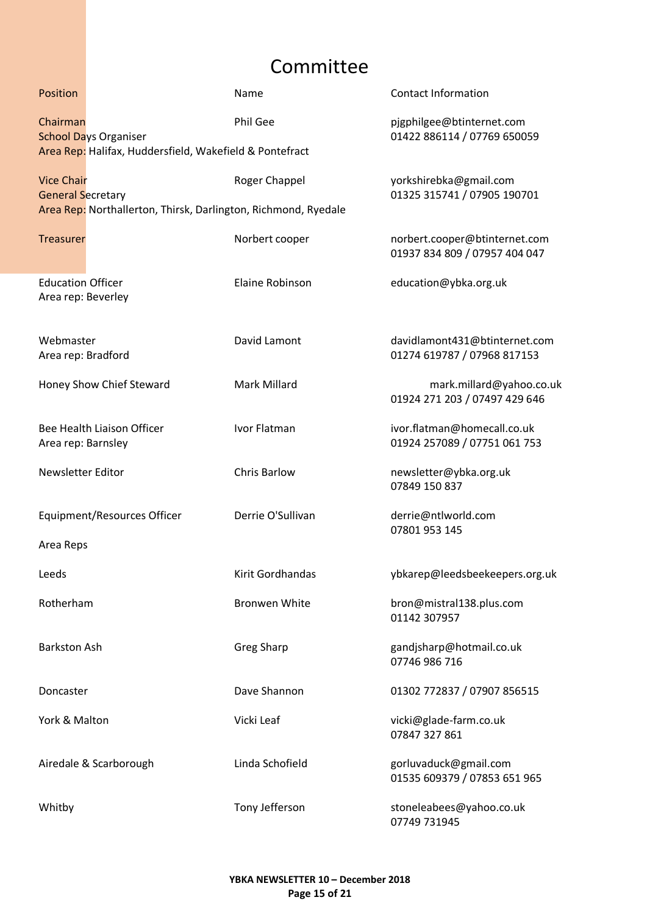# Committee

| Position | Name | Contact Information |
|---|---|---|
| Chairman<br>School Days Organiser<br>Area Rep: Halifax, Huddersfield, Wakefield & Pontefract | Phil Gee | pjgphilgee@btinternet.com<br>01422 886114 / 07769 650059 |
| Vice Chair<br>General Secretary<br>Area Rep: Northallerton, Thirsk, Darlington, Richmond, Ryedale | Roger Chappel | yorkshirebka@gmail.com<br>01325 315741 / 07905 190701 |
| Treasurer | Norbert cooper | norbert.cooper@btinternet.com<br>01937 834 809 / 07957 404 047 |
| Education Officer<br>Area rep: Beverley | Elaine Robinson | education@ybka.org.uk |
| Webmaster<br>Area rep: Bradford | David Lamont | davidlamont431@btinternet.com<br>01274 619787 / 07968 817153 |
| Honey Show Chief Steward | Mark Millard | mark.millard@yahoo.co.uk<br>01924 271 203 / 07497 429 646 |
| Bee Health Liaison Officer<br>Area rep: Barnsley | Ivor Flatman | ivor.flatman@homecall.co.uk<br>01924 257089 / 07751 061 753 |
| Newsletter Editor | Chris Barlow | newsletter@ybka.org.uk<br>07849 150 837 |
| Equipment/Resources Officer | Derrie O'Sullivan | derrie@ntlworld.com<br>07801 953 145 |
| Area Reps | | |
| Leeds | Kirit Gordhandas | ybkarep@leedsbeekeepers.org.uk |
| Rotherham | Bronwen White | bron@mistral138.plus.com<br>01142 307957 |
| Barkston Ash | Greg Sharp | gandjsharp@hotmail.co.uk<br>07746 986 716 |
| Doncaster | Dave Shannon | 01302 772837 / 07907 856515 |
| York & Malton | Vicki Leaf | vicki@glade-farm.co.uk<br>07847 327 861 |
| Airedale & Scarborough | Linda Schofield | gorluvaduck@gmail.com<br>01535 609379 / 07853 651 965 |
| Whitby | Tony Jefferson | stoneleabees@yahoo.co.uk<br>07749 731945 |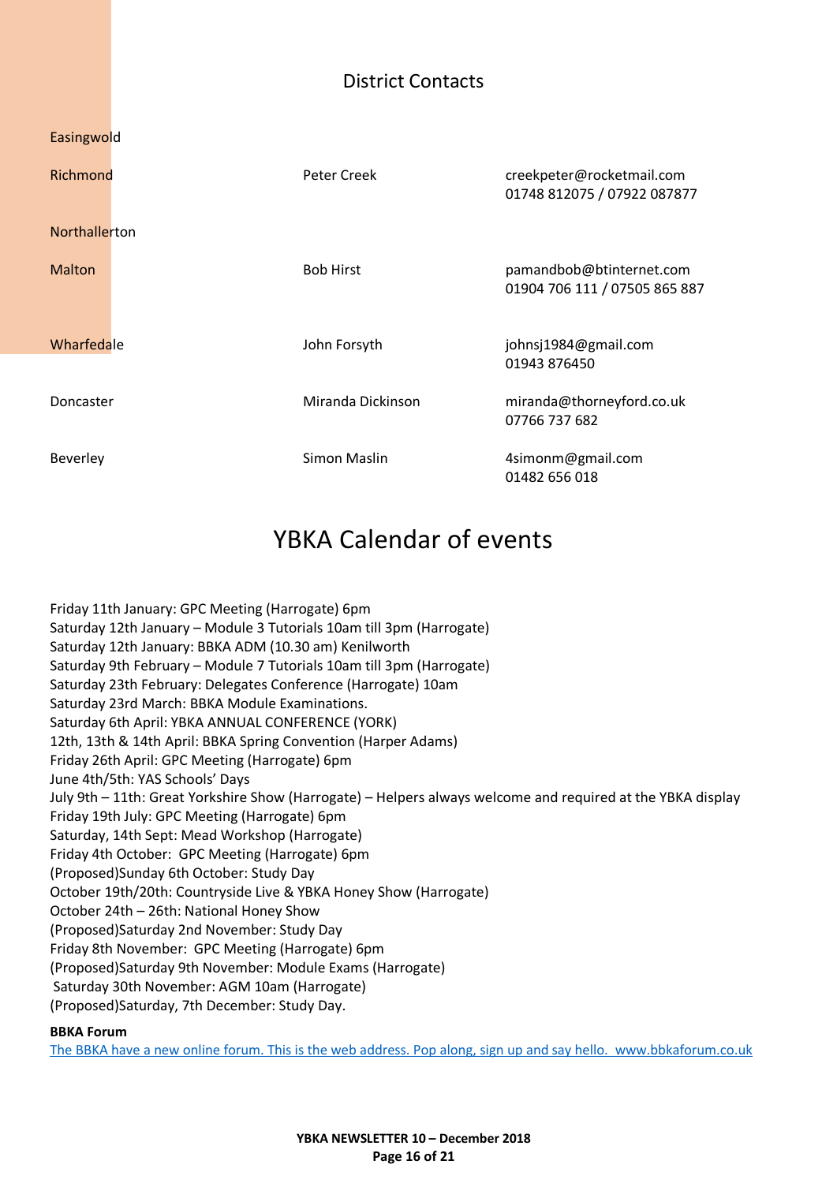## District Contacts

| District | Contact | Details |
|---|---|---|
| Easingwold | | |
| Richmond | Peter Creek | creekpeter@rocketmail.com<br>01748 812075 / 07922 087877 |
| Northallerton | | |
| Malton | Bob Hirst | pamandbob@btinternet.com<br>01904 706 111 / 07505 865 887 |
| Wharfedale | John Forsyth | johnsj1984@gmail.com<br>01943 876450 |
| Doncaster | Miranda Dickinson | miranda@thorneyford.co.uk<br>07766 737 682 |
| Beverley | Simon Maslin | 4simonm@gmail.com<br>01482 656 018 |

# YBKA Calendar of events

Friday 11th January: GPC Meeting (Harrogate) 6pm
Saturday 12th January – Module 3 Tutorials 10am till 3pm (Harrogate)
Saturday 12th January: BBKA ADM (10.30 am) Kenilworth
Saturday 9th February – Module 7 Tutorials 10am till 3pm (Harrogate)
Saturday 23th February: Delegates Conference (Harrogate) 10am
Saturday 23rd March: BBKA Module Examinations.
Saturday 6th April: YBKA ANNUAL CONFERENCE (YORK)
12th, 13th & 14th April: BBKA Spring Convention (Harper Adams)
Friday 26th April: GPC Meeting (Harrogate) 6pm
June 4th/5th: YAS Schools' Days
July 9th – 11th: Great Yorkshire Show (Harrogate) – Helpers always welcome and required at the YBKA display
Friday 19th July: GPC Meeting (Harrogate) 6pm
Saturday, 14th Sept: Mead Workshop (Harrogate)
Friday 4th October: GPC Meeting (Harrogate) 6pm
(Proposed)Sunday 6th October: Study Day
October 19th/20th: Countryside Live & YBKA Honey Show (Harrogate)
October 24th – 26th: National Honey Show
(Proposed)Saturday 2nd November: Study Day
Friday 8th November: GPC Meeting (Harrogate) 6pm
(Proposed)Saturday 9th November: Module Exams (Harrogate)
Saturday 30th November: AGM 10am (Harrogate)
(Proposed)Saturday, 7th December: Study Day.

**BBKA Forum**

The BBKA have a new online forum. This is the web address. Pop along, sign up and say hello. www.bbkaforum.co.uk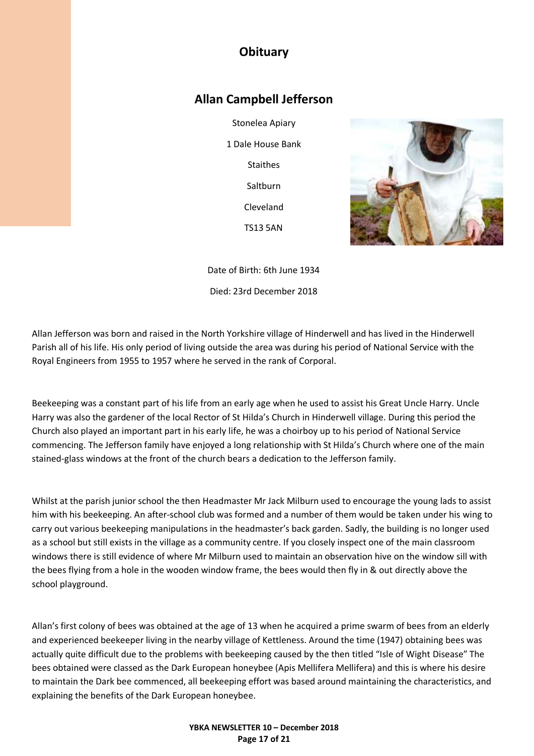# Obituary

## Allan Campbell Jefferson

Stonelea Apiary

1 Dale House Bank

Staithes

Saltburn

Cleveland

TS13 5AN

Date of Birth: 6th June 1934

Died: 23rd December 2018

Allan Jefferson was born and raised in the North Yorkshire village of Hinderwell and has lived in the Hinderwell Parish all of his life. His only period of living outside the area was during his period of National Service with the Royal Engineers from 1955 to 1957 where he served in the rank of Corporal.

Beekeeping was a constant part of his life from an early age when he used to assist his Great Uncle Harry. Uncle Harry was also the gardener of the local Rector of St Hilda's Church in Hinderwell village. During this period the Church also played an important part in his early life, he was a choirboy up to his period of National Service commencing. The Jefferson family have enjoyed a long relationship with St Hilda's Church where one of the main stained-glass windows at the front of the church bears a dedication to the Jefferson family.

Whilst at the parish junior school the then Headmaster Mr Jack Milburn used to encourage the young lads to assist him with his beekeeping. An after-school club was formed and a number of them would be taken under his wing to carry out various beekeeping manipulations in the headmaster's back garden. Sadly, the building is no longer used as a school but still exists in the village as a community centre. If you closely inspect one of the main classroom windows there is still evidence of where Mr Milburn used to maintain an observation hive on the window sill with the bees flying from a hole in the wooden window frame, the bees would then fly in & out directly above the school playground.

Allan's first colony of bees was obtained at the age of 13 when he acquired a prime swarm of bees from an elderly and experienced beekeeper living in the nearby village of Kettleness. Around the time (1947) obtaining bees was actually quite difficult due to the problems with beekeeping caused by the then titled "Isle of Wight Disease" The bees obtained were classed as the Dark European honeybee (Apis Mellifera Mellifera) and this is where his desire to maintain the Dark bee commenced, all beekeeping effort was based around maintaining the characteristics, and explaining the benefits of the Dark European honeybee.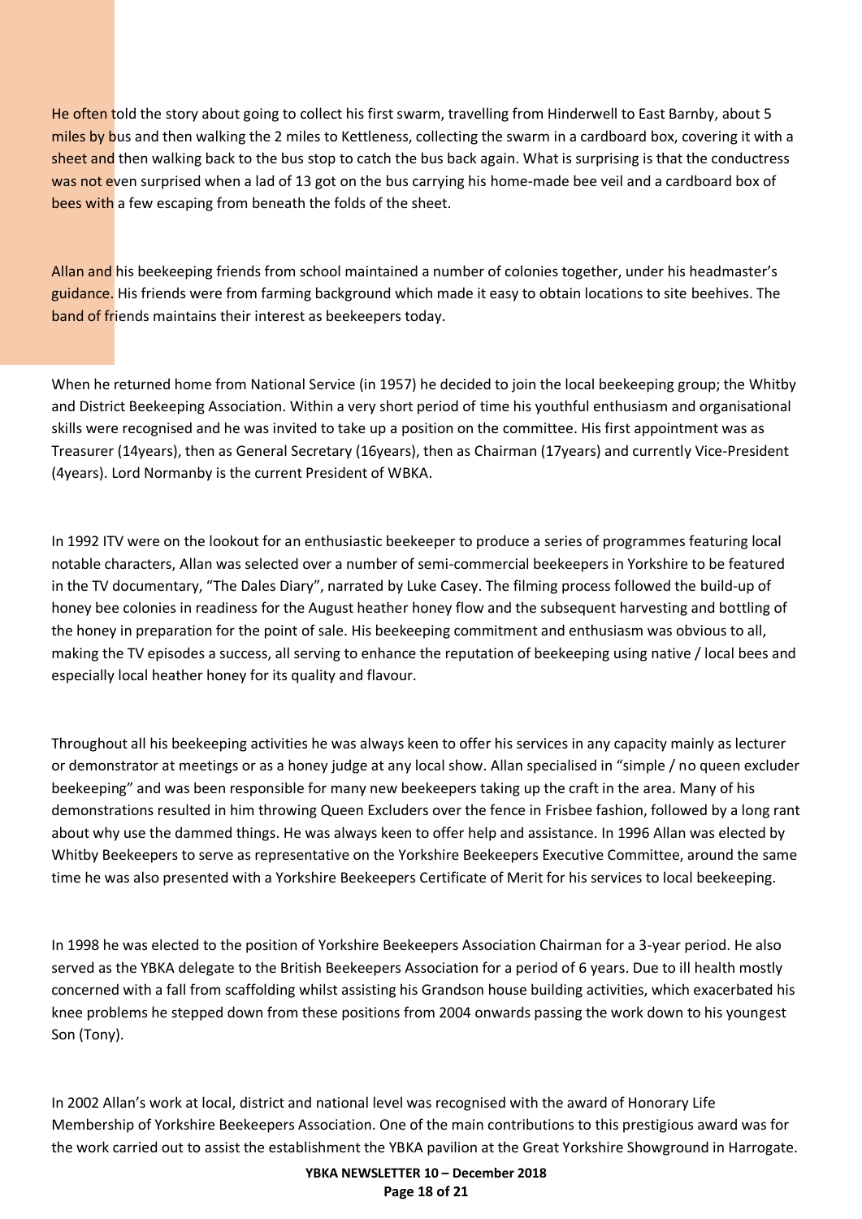He often told the story about going to collect his first swarm, travelling from Hinderwell to East Barnby, about 5 miles by bus and then walking the 2 miles to Kettleness, collecting the swarm in a cardboard box, covering it with a sheet and then walking back to the bus stop to catch the bus back again. What is surprising is that the conductress was not even surprised when a lad of 13 got on the bus carrying his home-made bee veil and a cardboard box of bees with a few escaping from beneath the folds of the sheet.

Allan and his beekeeping friends from school maintained a number of colonies together, under his headmaster's guidance. His friends were from farming background which made it easy to obtain locations to site beehives. The band of friends maintains their interest as beekeepers today.

When he returned home from National Service (in 1957) he decided to join the local beekeeping group; the Whitby and District Beekeeping Association. Within a very short period of time his youthful enthusiasm and organisational skills were recognised and he was invited to take up a position on the committee. His first appointment was as Treasurer (14years), then as General Secretary (16years), then as Chairman (17years) and currently Vice-President (4years). Lord Normanby is the current President of WBKA.

In 1992 ITV were on the lookout for an enthusiastic beekeeper to produce a series of programmes featuring local notable characters, Allan was selected over a number of semi-commercial beekeepers in Yorkshire to be featured in the TV documentary, "The Dales Diary", narrated by Luke Casey. The filming process followed the build-up of honey bee colonies in readiness for the August heather honey flow and the subsequent harvesting and bottling of the honey in preparation for the point of sale. His beekeeping commitment and enthusiasm was obvious to all, making the TV episodes a success, all serving to enhance the reputation of beekeeping using native / local bees and especially local heather honey for its quality and flavour.

Throughout all his beekeeping activities he was always keen to offer his services in any capacity mainly as lecturer or demonstrator at meetings or as a honey judge at any local show. Allan specialised in "simple / no queen excluder beekeeping" and was been responsible for many new beekeepers taking up the craft in the area. Many of his demonstrations resulted in him throwing Queen Excluders over the fence in Frisbee fashion, followed by a long rant about why use the dammed things. He was always keen to offer help and assistance. In 1996 Allan was elected by Whitby Beekeepers to serve as representative on the Yorkshire Beekeepers Executive Committee, around the same time he was also presented with a Yorkshire Beekeepers Certificate of Merit for his services to local beekeeping.

In 1998 he was elected to the position of Yorkshire Beekeepers Association Chairman for a 3-year period. He also served as the YBKA delegate to the British Beekeepers Association for a period of 6 years. Due to ill health mostly concerned with a fall from scaffolding whilst assisting his Grandson house building activities, which exacerbated his knee problems he stepped down from these positions from 2004 onwards passing the work down to his youngest Son (Tony).

In 2002 Allan's work at local, district and national level was recognised with the award of Honorary Life Membership of Yorkshire Beekeepers Association. One of the main contributions to this prestigious award was for the work carried out to assist the establishment the YBKA pavilion at the Great Yorkshire Showground in Harrogate.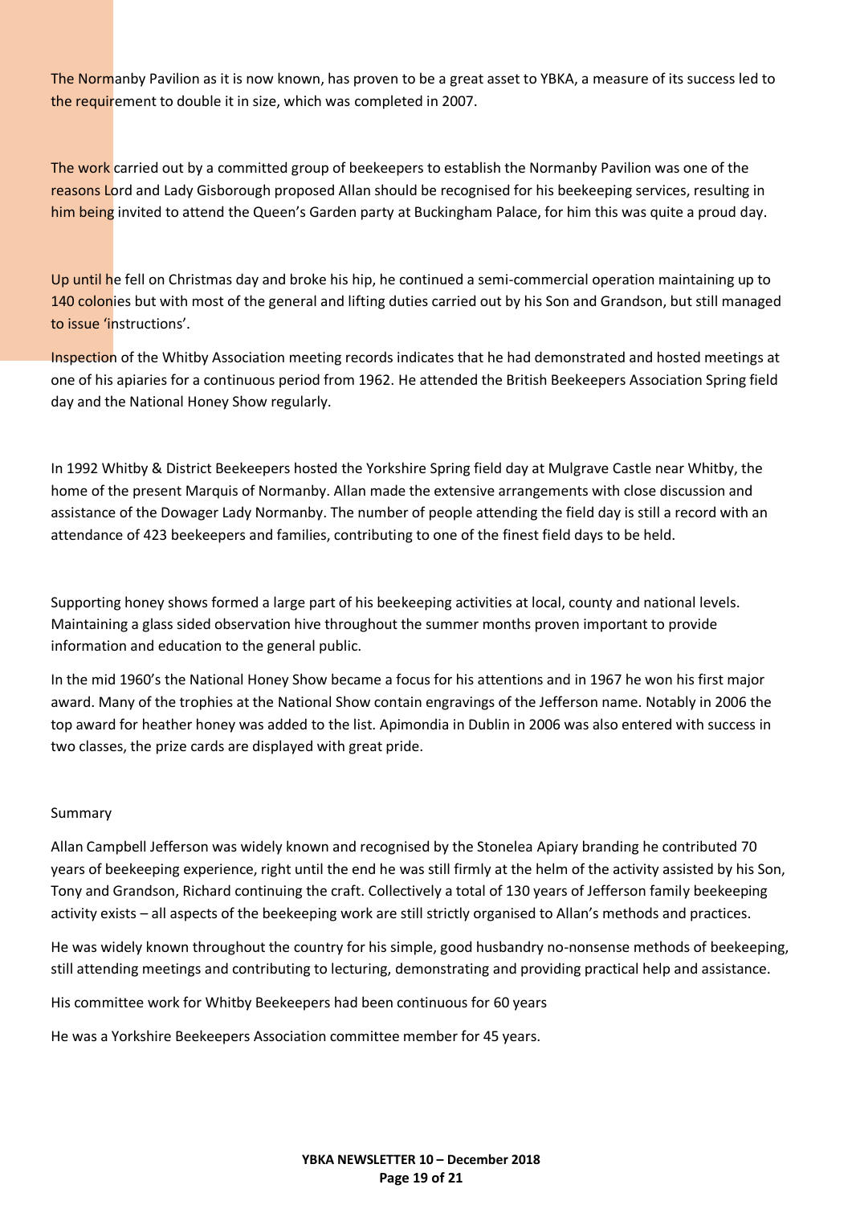The Normanby Pavilion as it is now known, has proven to be a great asset to YBKA, a measure of its success led to the requirement to double it in size, which was completed in 2007.

The work carried out by a committed group of beekeepers to establish the Normanby Pavilion was one of the reasons Lord and Lady Gisborough proposed Allan should be recognised for his beekeeping services, resulting in him being invited to attend the Queen's Garden party at Buckingham Palace, for him this was quite a proud day.

Up until he fell on Christmas day and broke his hip, he continued a semi-commercial operation maintaining up to 140 colonies but with most of the general and lifting duties carried out by his Son and Grandson, but still managed to issue 'instructions'.

Inspection of the Whitby Association meeting records indicates that he had demonstrated and hosted meetings at one of his apiaries for a continuous period from 1962. He attended the British Beekeepers Association Spring field day and the National Honey Show regularly.

In 1992 Whitby & District Beekeepers hosted the Yorkshire Spring field day at Mulgrave Castle near Whitby, the home of the present Marquis of Normanby. Allan made the extensive arrangements with close discussion and assistance of the Dowager Lady Normanby. The number of people attending the field day is still a record with an attendance of 423 beekeepers and families, contributing to one of the finest field days to be held.

Supporting honey shows formed a large part of his beekeeping activities at local, county and national levels. Maintaining a glass sided observation hive throughout the summer months proven important to provide information and education to the general public.

In the mid 1960's the National Honey Show became a focus for his attentions and in 1967 he won his first major award. Many of the trophies at the National Show contain engravings of the Jefferson name. Notably in 2006 the top award for heather honey was added to the list. Apimondia in Dublin in 2006 was also entered with success in two classes, the prize cards are displayed with great pride.

Summary

Allan Campbell Jefferson was widely known and recognised by the Stonelea Apiary branding he contributed 70 years of beekeeping experience, right until the end he was still firmly at the helm of the activity assisted by his Son, Tony and Grandson, Richard continuing the craft. Collectively a total of 130 years of Jefferson family beekeeping activity exists – all aspects of the beekeeping work are still strictly organised to Allan's methods and practices.

He was widely known throughout the country for his simple, good husbandry no-nonsense methods of beekeeping, still attending meetings and contributing to lecturing, demonstrating and providing practical help and assistance.

His committee work for Whitby Beekeepers had been continuous for 60 years

He was a Yorkshire Beekeepers Association committee member for 45 years.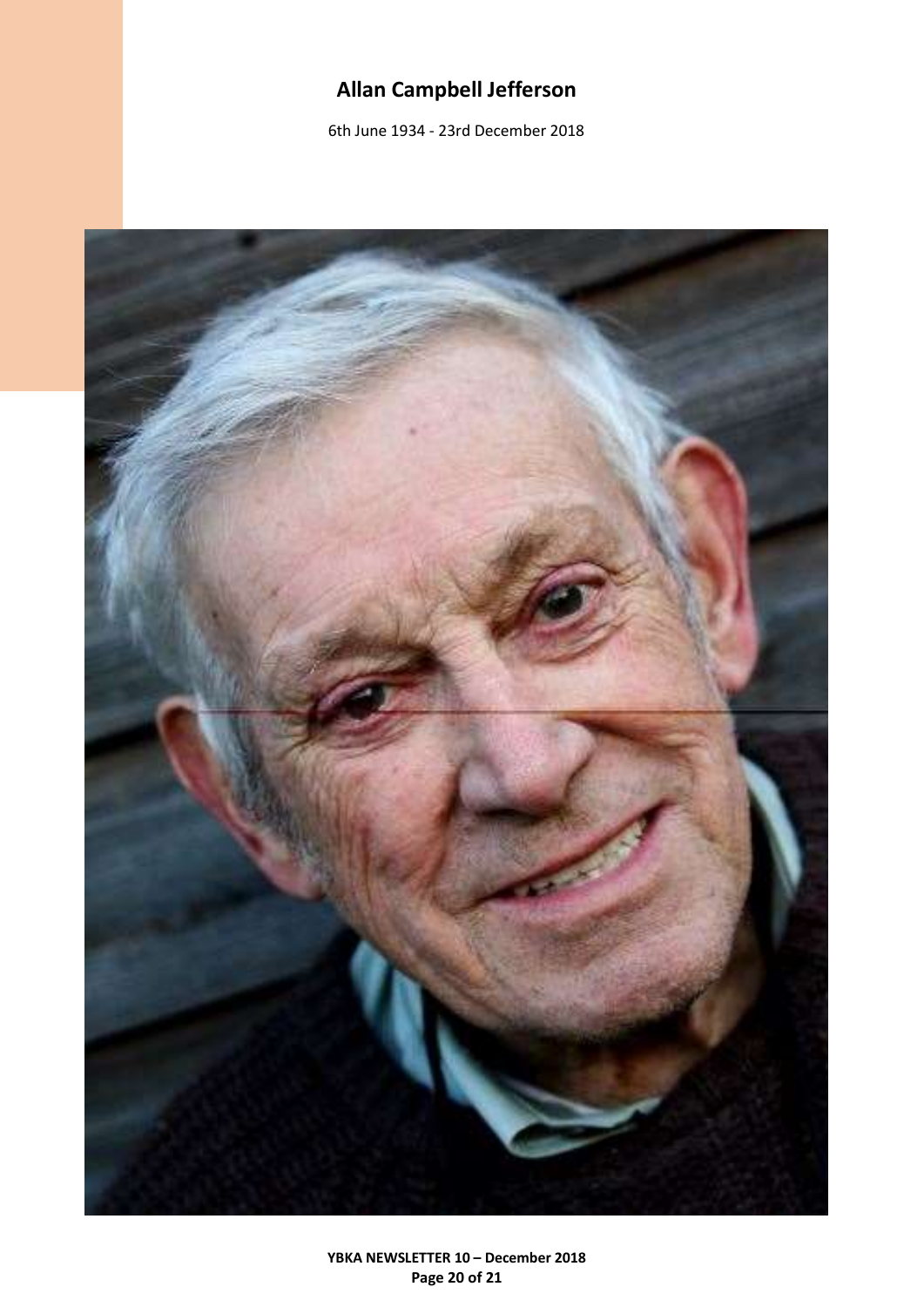## Allan Campbell Jefferson

6th June 1934 - 23rd December 2018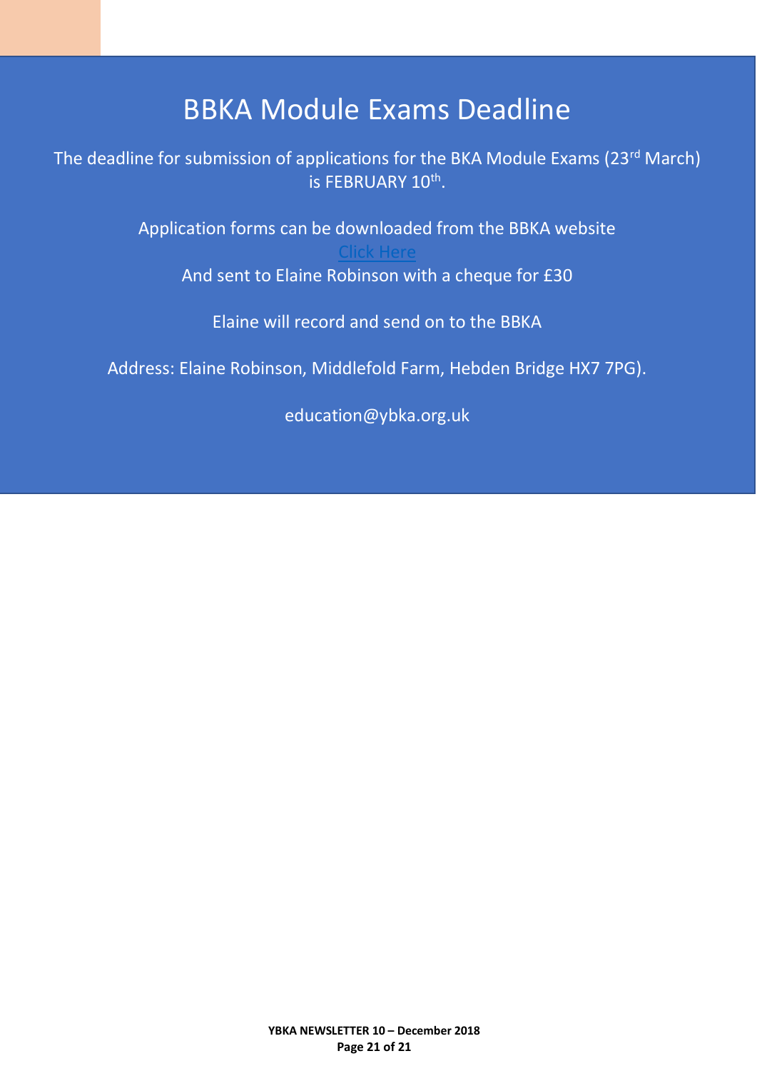# BBKA Module Exams Deadline

The deadline for submission of applications for the BKA Module Exams (23rd March) is FEBRUARY 10th.

Application forms can be downloaded from the BBKA website

Click Here

And sent to Elaine Robinson with a cheque for £30

Elaine will record and send on to the BBKA

Address: Elaine Robinson, Middlefold Farm, Hebden Bridge HX7 7PG).

education@ybka.org.uk